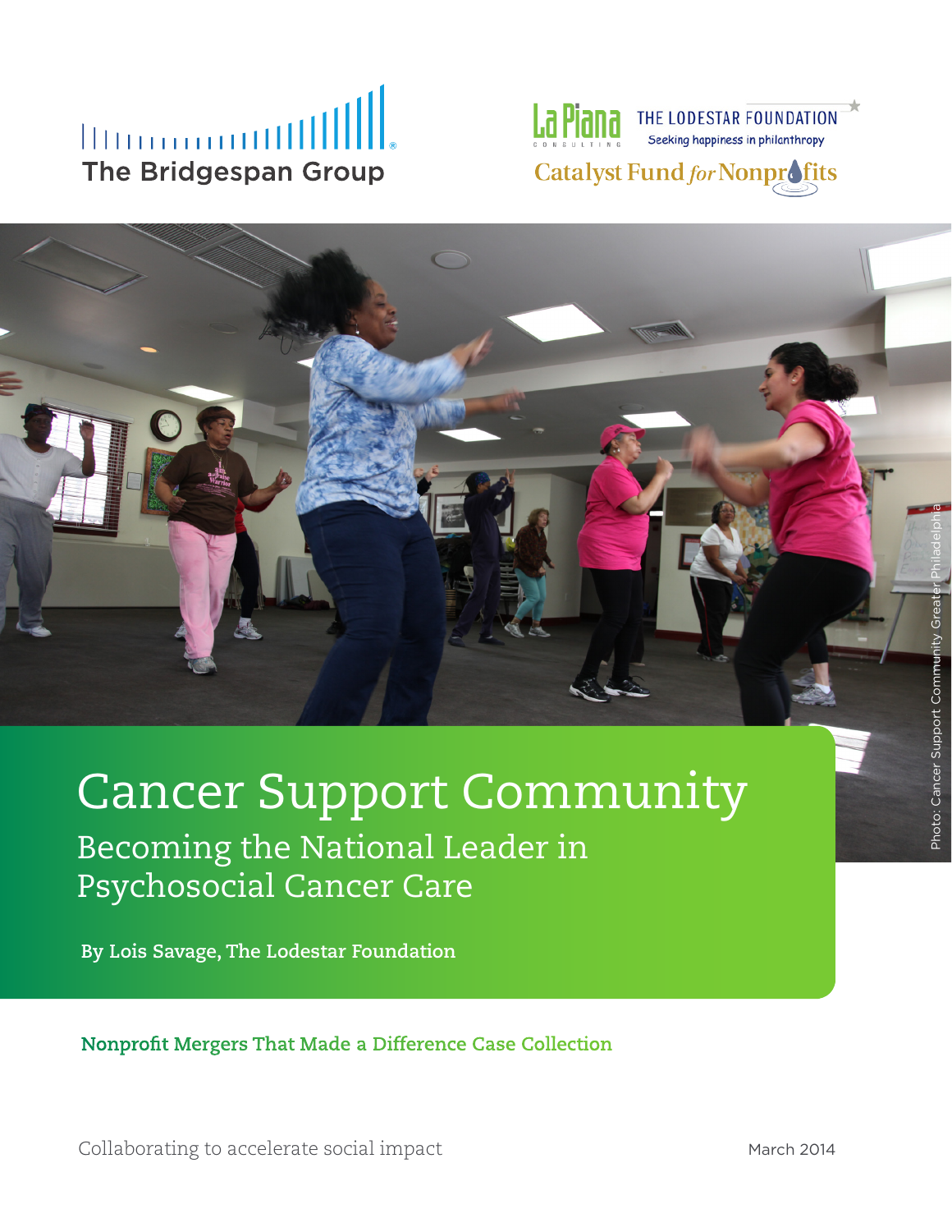The Bridgespan Group

La Piana Consulting

THE LODESTAR FOUNDATION
Seeking happiness in philanthropy

Catalyst Fund *for* Nonprofits

Photo: Cancer Support Community Greater Philadelphia

# Cancer Support Community

## Becoming the National Leader in Psychosocial Cancer Care

**By Lois Savage, The Lodestar Foundation**

**Nonprofit Mergers That Made a Difference Case Collection**

Collaborating to accelerate social impact

March 2014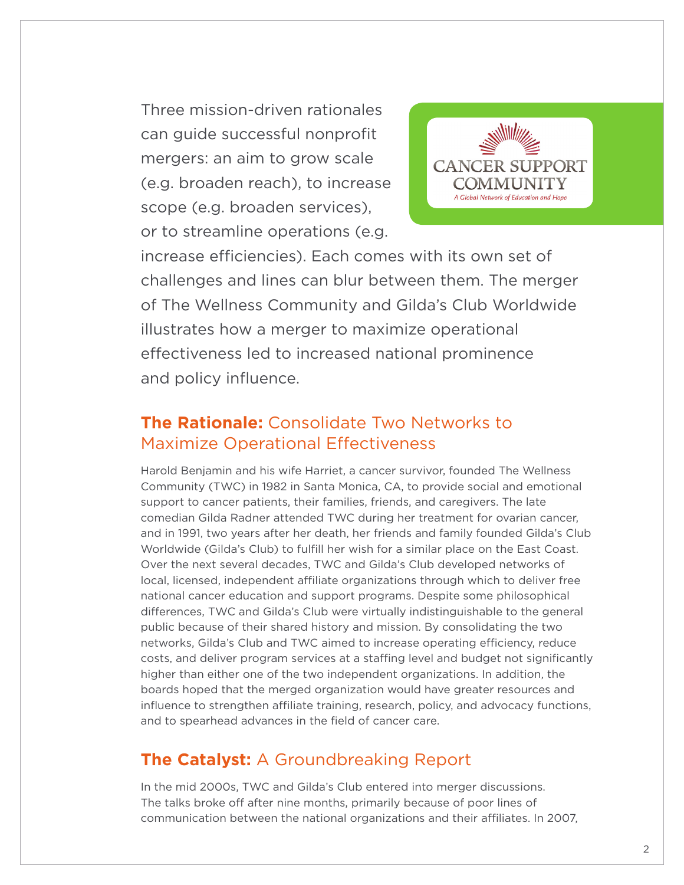Three mission-driven rationales can guide successful nonprofit mergers: an aim to grow scale (e.g. broaden reach), to increase scope (e.g. broaden services), or to streamline operations (e.g. increase efficiencies). Each comes with its own set of challenges and lines can blur between them. The merger of The Wellness Community and Gilda's Club Worldwide illustrates how a merger to maximize operational effectiveness led to increased national prominence and policy influence.

## **The Rationale:** Consolidate Two Networks to Maximize Operational Effectiveness

Harold Benjamin and his wife Harriet, a cancer survivor, founded The Wellness Community (TWC) in 1982 in Santa Monica, CA, to provide social and emotional support to cancer patients, their families, friends, and caregivers. The late comedian Gilda Radner attended TWC during her treatment for ovarian cancer, and in 1991, two years after her death, her friends and family founded Gilda's Club Worldwide (Gilda's Club) to fulfill her wish for a similar place on the East Coast. Over the next several decades, TWC and Gilda's Club developed networks of local, licensed, independent affiliate organizations through which to deliver free national cancer education and support programs. Despite some philosophical differences, TWC and Gilda's Club were virtually indistinguishable to the general public because of their shared history and mission. By consolidating the two networks, Gilda's Club and TWC aimed to increase operating efficiency, reduce costs, and deliver program services at a staffing level and budget not significantly higher than either one of the two independent organizations. In addition, the boards hoped that the merged organization would have greater resources and influence to strengthen affiliate training, research, policy, and advocacy functions, and to spearhead advances in the field of cancer care.

## **The Catalyst:** A Groundbreaking Report

In the mid 2000s, TWC and Gilda's Club entered into merger discussions. The talks broke off after nine months, primarily because of poor lines of communication between the national organizations and their affiliates. In 2007,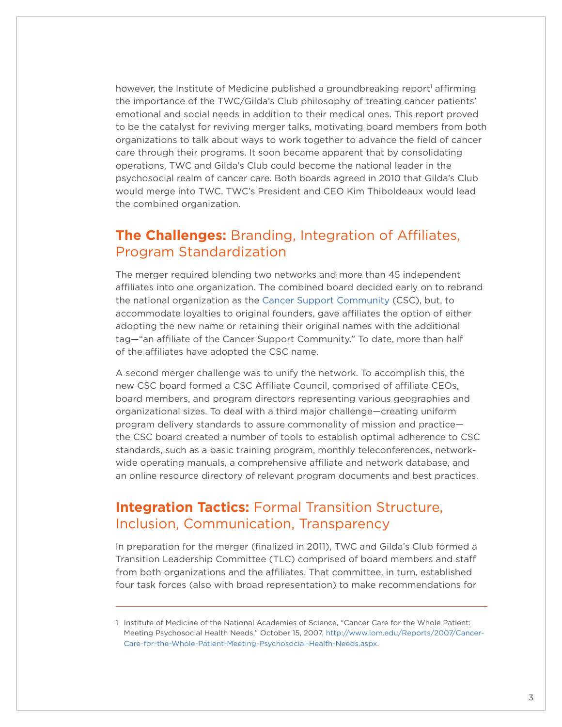however, the Institute of Medicine published a groundbreaking report[1] affirming the importance of the TWC/Gilda's Club philosophy of treating cancer patients' emotional and social needs in addition to their medical ones. This report proved to be the catalyst for reviving merger talks, motivating board members from both organizations to talk about ways to work together to advance the field of cancer care through their programs. It soon became apparent that by consolidating operations, TWC and Gilda's Club could become the national leader in the psychosocial realm of cancer care. Both boards agreed in 2010 that Gilda's Club would merge into TWC. TWC's President and CEO Kim Thiboldeaux would lead the combined organization.

## **The Challenges:** Branding, Integration of Affiliates, Program Standardization

The merger required blending two networks and more than 45 independent affiliates into one organization. The combined board decided early on to rebrand the national organization as the Cancer Support Community (CSC), but, to accommodate loyalties to original founders, gave affiliates the option of either adopting the new name or retaining their original names with the additional tag—"an affiliate of the Cancer Support Community." To date, more than half of the affiliates have adopted the CSC name.

A second merger challenge was to unify the network. To accomplish this, the new CSC board formed a CSC Affiliate Council, comprised of affiliate CEOs, board members, and program directors representing various geographies and organizational sizes. To deal with a third major challenge—creating uniform program delivery standards to assure commonality of mission and practice—the CSC board created a number of tools to establish optimal adherence to CSC standards, such as a basic training program, monthly teleconferences, network-wide operating manuals, a comprehensive affiliate and network database, and an online resource directory of relevant program documents and best practices.

## **Integration Tactics:** Formal Transition Structure, Inclusion, Communication, Transparency

In preparation for the merger (finalized in 2011), TWC and Gilda's Club formed a Transition Leadership Committee (TLC) comprised of board members and staff from both organizations and the affiliates. That committee, in turn, established four task forces (also with broad representation) to make recommendations for

---

1 Institute of Medicine of the National Academies of Science, "Cancer Care for the Whole Patient: Meeting Psychosocial Health Needs," October 15, 2007, http://www.iom.edu/Reports/2007/Cancer-Care-for-the-Whole-Patient-Meeting-Psychosocial-Health-Needs.aspx.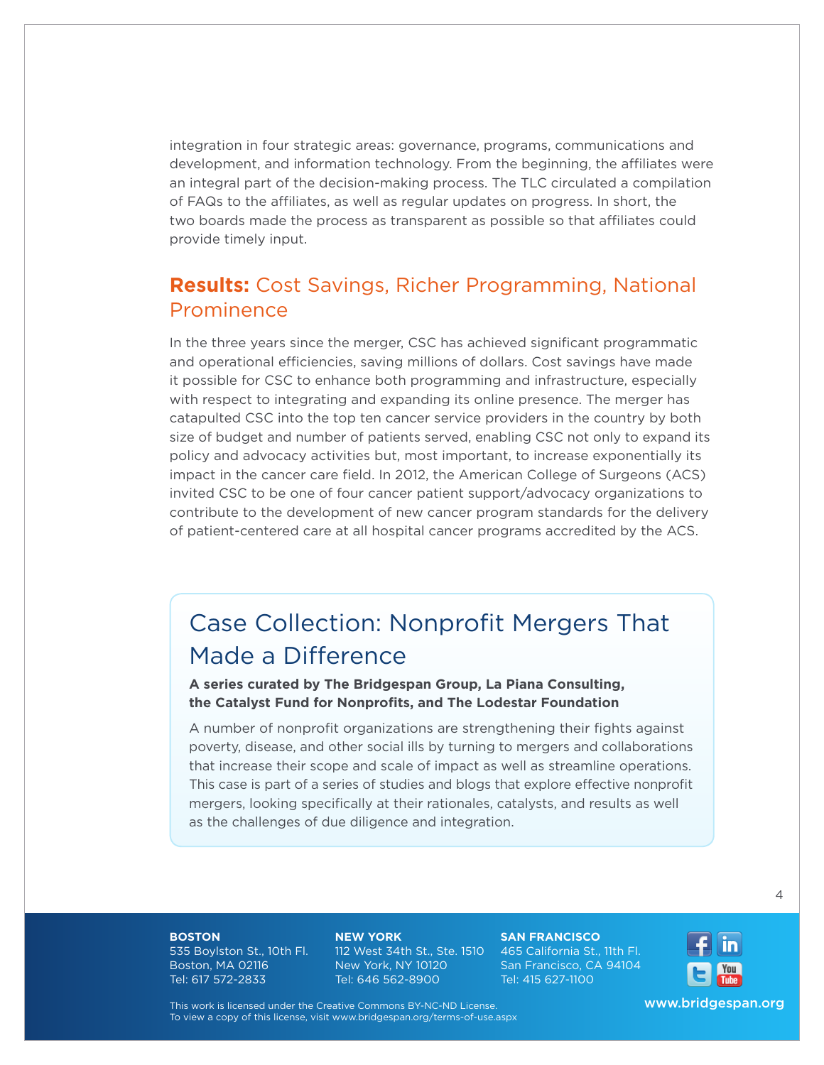integration in four strategic areas: governance, programs, communications and development, and information technology. From the beginning, the affiliates were an integral part of the decision-making process. The TLC circulated a compilation of FAQs to the affiliates, as well as regular updates on progress. In short, the two boards made the process as transparent as possible so that affiliates could provide timely input.

## **Results:** Cost Savings, Richer Programming, National Prominence

In the three years since the merger, CSC has achieved significant programmatic and operational efficiencies, saving millions of dollars. Cost savings have made it possible for CSC to enhance both programming and infrastructure, especially with respect to integrating and expanding its online presence. The merger has catapulted CSC into the top ten cancer service providers in the country by both size of budget and number of patients served, enabling CSC not only to expand its policy and advocacy activities but, most important, to increase exponentially its impact in the cancer care field. In 2012, the American College of Surgeons (ACS) invited CSC to be one of four cancer patient support/advocacy organizations to contribute to the development of new cancer program standards for the delivery of patient-centered care at all hospital cancer programs accredited by the ACS.

## Case Collection: Nonprofit Mergers That Made a Difference

**A series curated by The Bridgespan Group, La Piana Consulting, the Catalyst Fund for Nonprofits, and The Lodestar Foundation**

A number of nonprofit organizations are strengthening their fights against poverty, disease, and other social ills by turning to mergers and collaborations that increase their scope and scale of impact as well as streamline operations. This case is part of a series of studies and blogs that explore effective nonprofit mergers, looking specifically at their rationales, catalysts, and results as well as the challenges of due diligence and integration.

**BOSTON**
535 Boylston St., 10th Fl.
Boston, MA 02116
Tel: 617 572-2833

**NEW YORK**
112 West 34th St., Ste. 1510
New York, NY 10120
Tel: 646 562-8900

**SAN FRANCISCO**
465 California St., 11th Fl.
San Francisco, CA 94104
Tel: 415 627-1100

www.bridgespan.org

This work is licensed under the Creative Commons BY-NC-ND License.
To view a copy of this license, visit www.bridgespan.org/terms-of-use.aspx